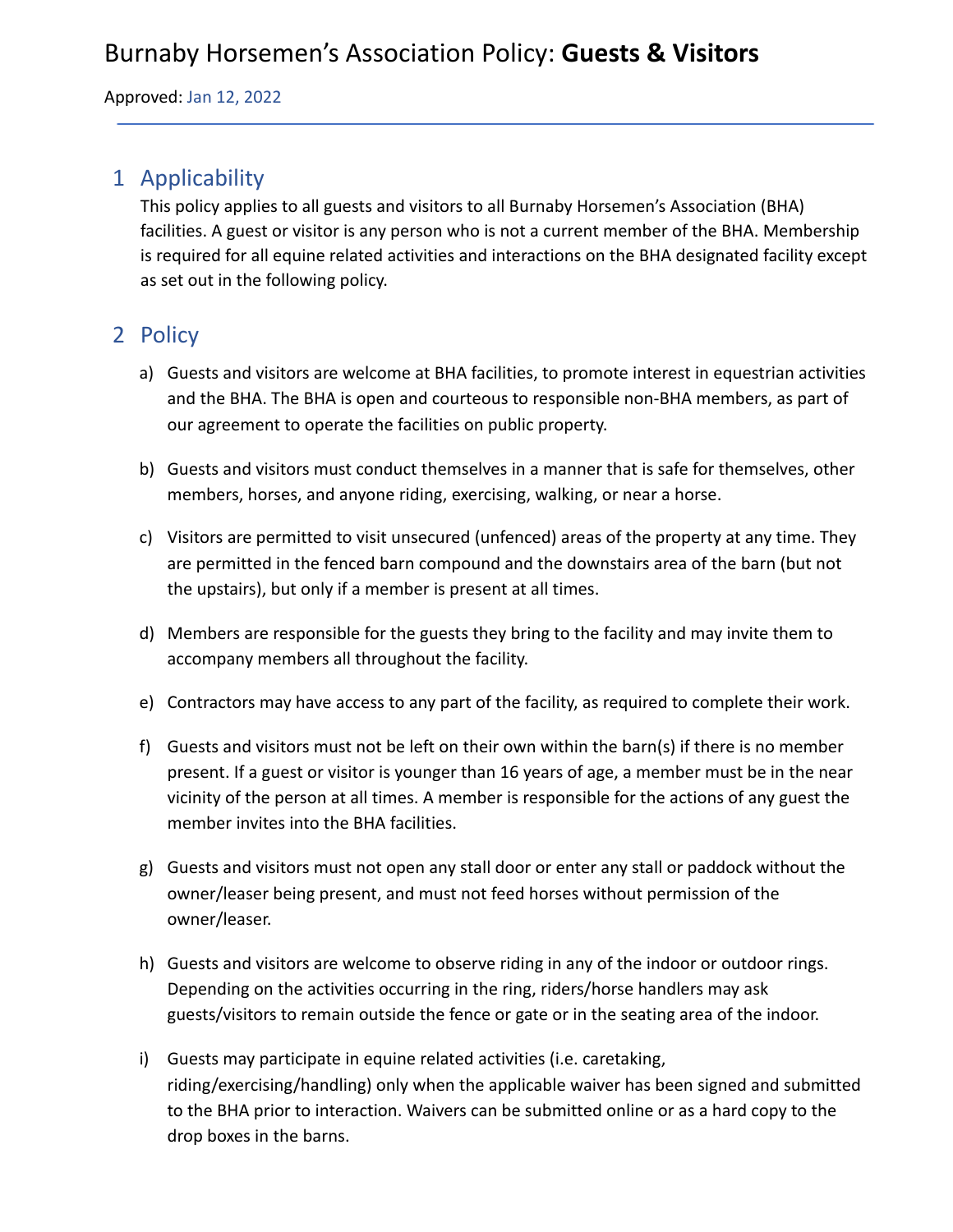# Burnaby Horsemen's Association Policy: **Guests & Visitors**

Approved: Jan 12, 2022

## 1 Applicability

This policy applies to all guests and visitors to all Burnaby Horsemen's Association (BHA) facilities. A guest or visitor is any person who is not a current member of the BHA. Membership is required for all equine related activities and interactions on the BHA designated facility except as set out in the following policy.

## 2 Policy

a) Guests and visitors are welcome at BHA facilities, to promote interest in equestrian activities and the BHA. The BHA is open and courteous to responsible non-BHA members, as part of our agreement to operate the facilities on public property.

b) Guests and visitors must conduct themselves in a manner that is safe for themselves, other members, horses, and anyone riding, exercising, walking, or near a horse.

c) Visitors are permitted to visit unsecured (unfenced) areas of the property at any time. They are permitted in the fenced barn compound and the downstairs area of the barn (but not the upstairs), but only if a member is present at all times.

d) Members are responsible for the guests they bring to the facility and may invite them to accompany members all throughout the facility.

e) Contractors may have access to any part of the facility, as required to complete their work.

f) Guests and visitors must not be left on their own within the barn(s) if there is no member present. If a guest or visitor is younger than 16 years of age, a member must be in the near vicinity of the person at all times. A member is responsible for the actions of any guest the member invites into the BHA facilities.

g) Guests and visitors must not open any stall door or enter any stall or paddock without the owner/leaser being present, and must not feed horses without permission of the owner/leaser.

h) Guests and visitors are welcome to observe riding in any of the indoor or outdoor rings. Depending on the activities occurring in the ring, riders/horse handlers may ask guests/visitors to remain outside the fence or gate or in the seating area of the indoor.

i) Guests may participate in equine related activities (i.e. caretaking, riding/exercising/handling) only when the applicable waiver has been signed and submitted to the BHA prior to interaction. Waivers can be submitted online or as a hard copy to the drop boxes in the barns.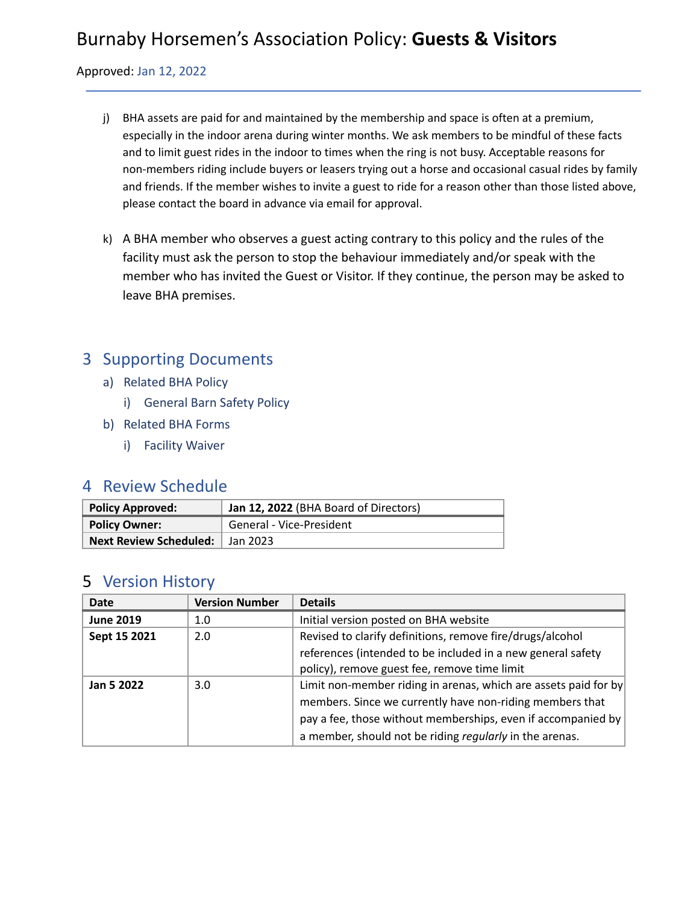# Burnaby Horsemen's Association Policy: **Guests & Visitors**

Approved: Jan 12, 2022

j) BHA assets are paid for and maintained by the membership and space is often at a premium, especially in the indoor arena during winter months. We ask members to be mindful of these facts and to limit guest rides in the indoor to times when the ring is not busy. Acceptable reasons for non-members riding include buyers or leasers trying out a horse and occasional casual rides by family and friends. If the member wishes to invite a guest to ride for a reason other than those listed above, please contact the board in advance via email for approval.

k) A BHA member who observes a guest acting contrary to this policy and the rules of the facility must ask the person to stop the behaviour immediately and/or speak with the member who has invited the Guest or Visitor. If they continue, the person may be asked to leave BHA premises.

## 3 Supporting Documents

a) Related BHA Policy
   i) General Barn Safety Policy

b) Related BHA Forms
   i) Facility Waiver

## 4 Review Schedule

| | |
|---|---|
| **Policy Approved:** | **Jan 12, 2022** (BHA Board of Directors) |
| **Policy Owner:** | General - Vice-President |
| **Next Review Scheduled:** | Jan 2023 |

## 5 Version History

| Date | Version Number | Details |
|---|---|---|
| **June 2019** | 1.0 | Initial version posted on BHA website |
| **Sept 15 2021** | 2.0 | Revised to clarify definitions, remove fire/drugs/alcohol references (intended to be included in a new general safety policy), remove guest fee, remove time limit |
| **Jan 5 2022** | 3.0 | Limit non-member riding in arenas, which are assets paid for by members. Since we currently have non-riding members that pay a fee, those without memberships, even if accompanied by a member, should not be riding *regularly* in the arenas. |